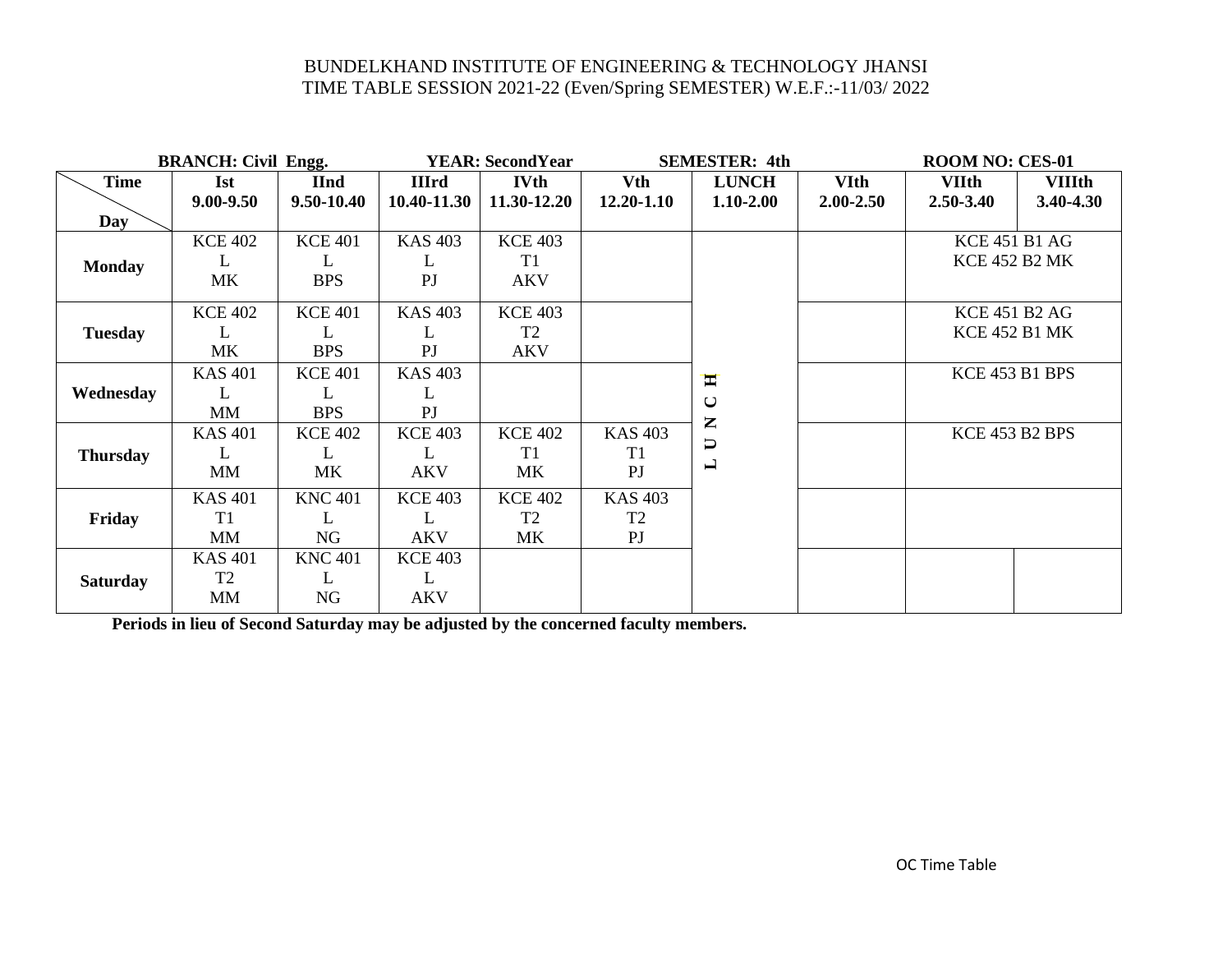BUNDELKHAND INSTITUTE OF ENGINEERING & TECHNOLOGY JHANSI
TIME TABLE SESSION 2021-22 (Even/Spring SEMESTER) W.E.F.:-11/03/ 2022

**BRANCH: Civil Engg.** **YEAR: SecondYear** **SEMESTER: 4th** **ROOM NO: CES-01**

| Time / Day | Ist 9.00-9.50 | IInd 9.50-10.40 | IIIrd 10.40-11.30 | IVth 11.30-12.20 | Vth 12.20-1.10 | LUNCH 1.10-2.00 | VIth 2.00-2.50 | VIIth 2.50-3.40 | VIIIth 3.40-4.30 |
|---|---|---|---|---|---|---|---|---|---|
| **Monday** | KCE 402 L MK | KCE 401 L BPS | KAS 403 L PJ | KCE 403 T1 AKV | | L U N C H | | KCE 451 B1 AG KCE 452 B2 MK | |
| **Tuesday** | KCE 402 L MK | KCE 401 L BPS | KAS 403 L PJ | KCE 403 T2 AKV | | | | KCE 451 B2 AG KCE 452 B1 MK | |
| **Wednesday** | KAS 401 L MM | KCE 401 L BPS | KAS 403 L PJ | | | | | KCE 453 B1 BPS | |
| **Thursday** | KAS 401 L MM | KCE 402 L MK | KCE 403 L AKV | KCE 402 T1 MK | KAS 403 T1 PJ | | | KCE 453 B2 BPS | |
| **Friday** | KAS 401 T1 MM | KNC 401 L NG | KCE 403 L AKV | KCE 402 T2 MK | KAS 403 T2 PJ | | | | |
| **Saturday** | KAS 401 T2 MM | KNC 401 L NG | KCE 403 L AKV | | | | | | |

**Periods in lieu of Second Saturday may be adjusted by the concerned faculty members.**

OC Time Table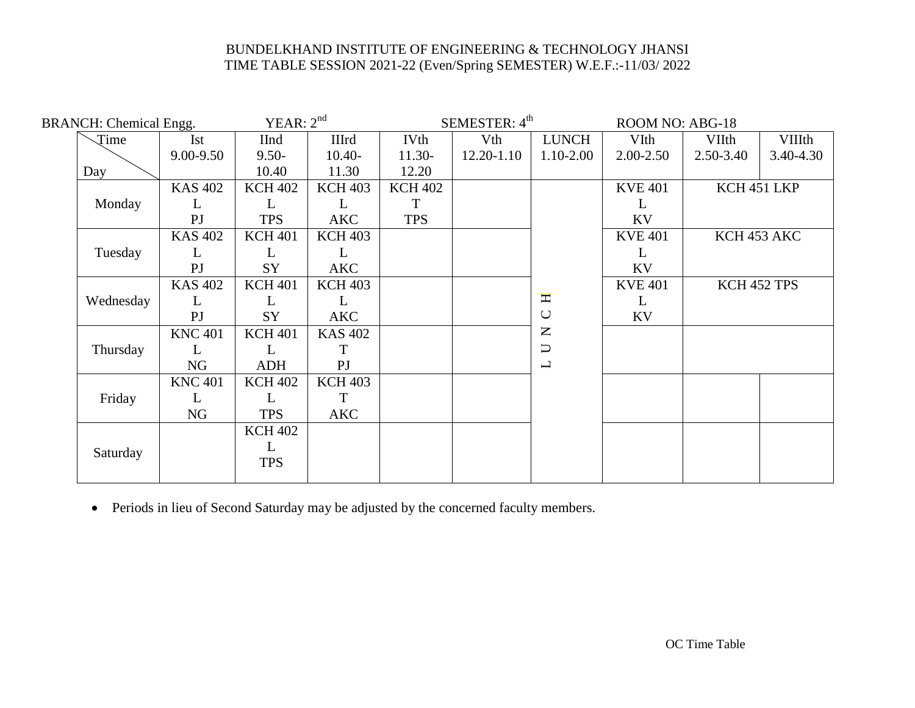BUNDELKHAND INSTITUTE OF ENGINEERING & TECHNOLOGY JHANSI
TIME TABLE SESSION 2021-22 (Even/Spring SEMESTER) W.E.F.:-11/03/ 2022

BRANCH: Chemical Engg. YEAR: 2nd SEMESTER: 4th ROOM NO: ABG-18

| Time / Day | Ist 9.00-9.50 | IInd 9.50-10.40 | IIIrd 10.40-11.30 | IVth 11.30-12.20 | Vth 12.20-1.10 | LUNCH 1.10-2.00 | VIth 2.00-2.50 | VIIth 2.50-3.40 | VIIIth 3.40-4.30 |
|---|---|---|---|---|---|---|---|---|---|
| Monday | KAS 402 L PJ | KCH 402 L TPS | KCH 403 L AKC | KCH 402 T TPS | | LUNCH | KVE 401 L KV | KCH 451 LKP | |
| Tuesday | KAS 402 L PJ | KCH 401 L SY | KCH 403 L AKC | | | | KVE 401 L KV | KCH 453 AKC | |
| Wednesday | KAS 402 L PJ | KCH 401 L SY | KCH 403 L AKC | | | | KVE 401 L KV | KCH 452 TPS | |
| Thursday | KNC 401 L NG | KCH 401 L ADH | KAS 402 T PJ | | | | | | |
| Friday | KNC 401 L NG | KCH 402 L TPS | KCH 403 T AKC | | | | | | |
| Saturday | | KCH 402 L TPS | | | | | | | |

- Periods in lieu of Second Saturday may be adjusted by the concerned faculty members.

OC Time Table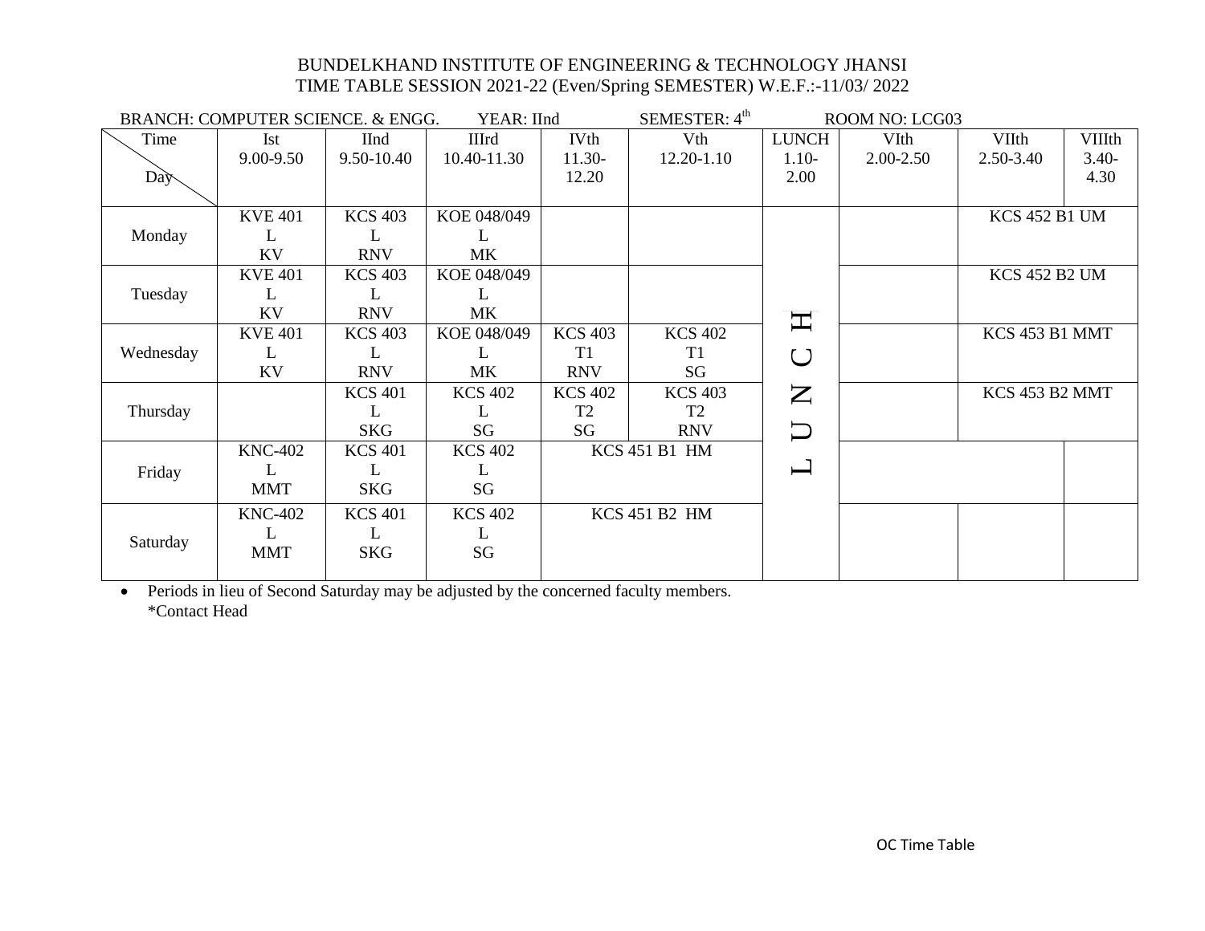BUNDELKHAND INSTITUTE OF ENGINEERING & TECHNOLOGY JHANSI
TIME TABLE SESSION 2021-22 (Even/Spring SEMESTER) W.E.F.:-11/03/ 2022

BRANCH: COMPUTER SCIENCE. & ENGG. YEAR: IInd SEMESTER: 4th ROOM NO: LCG03

| Time / Day | Ist 9.00-9.50 | IInd 9.50-10.40 | IIIrd 10.40-11.30 | IVth 11.30-12.20 | Vth 12.20-1.10 | LUNCH 1.10-2.00 | VIth 2.00-2.50 | VIIth 2.50-3.40 | VIIIth 3.40-4.30 |
|---|---|---|---|---|---|---|---|---|---|
| Monday | KVE 401 L KV | KCS 403 L RNV | KOE 048/049 L MK | | | LUNCH | | KCS 452 B1 UM | |
| Tuesday | KVE 401 L KV | KCS 403 L RNV | KOE 048/049 L MK | | | | | KCS 452 B2 UM | |
| Wednesday | KVE 401 L KV | KCS 403 L RNV | KOE 048/049 L MK | KCS 403 T1 RNV | KCS 402 T1 SG | | | KCS 453 B1 MMT | |
| Thursday | | KCS 401 L SKG | KCS 402 L SG | KCS 402 T2 SG | KCS 403 T2 RNV | | | KCS 453 B2 MMT | |
| Friday | KNC-402 L MMT | KCS 401 L SKG | KCS 402 L SG | KCS 451 B1 HM | | | | | |
| Saturday | KNC-402 L MMT | KCS 401 L SKG | KCS 402 L SG | KCS 451 B2 HM | | | | | |

- Periods in lieu of Second Saturday may be adjusted by the concerned faculty members.

*Contact Head

OC Time Table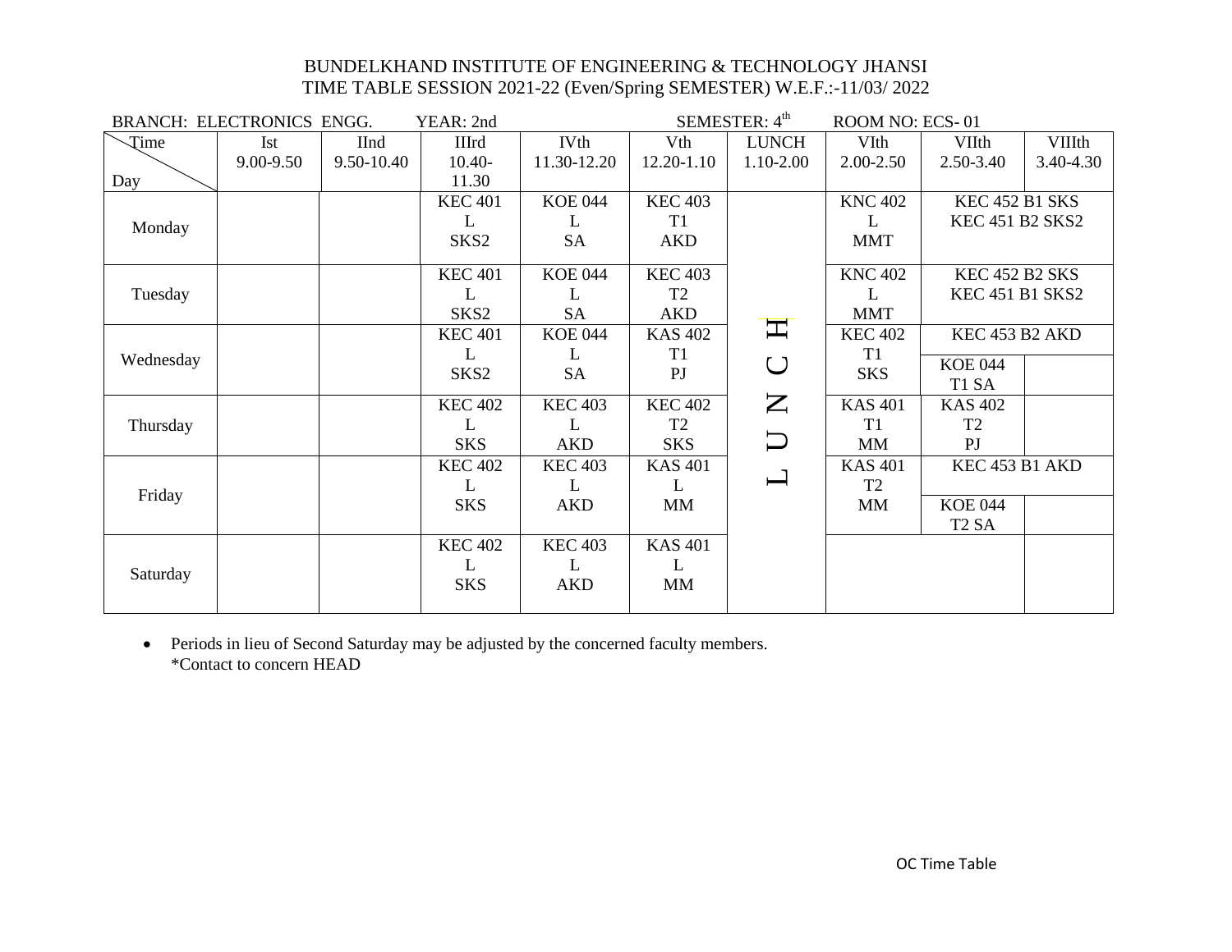BUNDELKHAND INSTITUTE OF ENGINEERING & TECHNOLOGY JHANSI
TIME TABLE SESSION 2021-22 (Even/Spring SEMESTER) W.E.F.:-11/03/ 2022

BRANCH: ELECTRONICS ENGG. YEAR: 2nd SEMESTER: 4th ROOM NO: ECS- 01

| Time / Day | Ist 9.00-9.50 | IInd 9.50-10.40 | IIIrd 10.40-11.30 | IVth 11.30-12.20 | Vth 12.20-1.10 | LUNCH 1.10-2.00 | VIth 2.00-2.50 | VIIth 2.50-3.40 | VIIIth 3.40-4.30 |
|---|---|---|---|---|---|---|---|---|---|
| Monday | | | KEC 401 L SKS2 | KOE 044 L SA | KEC 403 T1 AKD | L U N C H | KNC 402 L MMT | KEC 452 B1 SKS KEC 451 B2 SKS2 | |
| Tuesday | | | KEC 401 L SKS2 | KOE 044 L SA | KEC 403 T2 AKD | | KNC 402 L MMT | KEC 452 B2 SKS KEC 451 B1 SKS2 | |
| Wednesday | | | KEC 401 L SKS2 | KOE 044 L SA | KAS 402 T1 PJ | | KEC 402 T1 SKS | KEC 453 B2 AKD / KOE 044 T1 SA | |
| Thursday | | | KEC 402 L SKS | KEC 403 L AKD | KEC 402 T2 SKS | | KAS 401 T1 MM | KAS 402 T2 PJ | |
| Friday | | | KEC 402 L SKS | KEC 403 L AKD | KAS 401 L MM | | KAS 401 T2 MM | KEC 453 B1 AKD / KOE 044 T2 SA | |
| Saturday | | | KEC 402 L SKS | KEC 403 L AKD | KAS 401 L MM | | | | |

- Periods in lieu of Second Saturday may be adjusted by the concerned faculty members.
  *Contact to concern HEAD

OC Time Table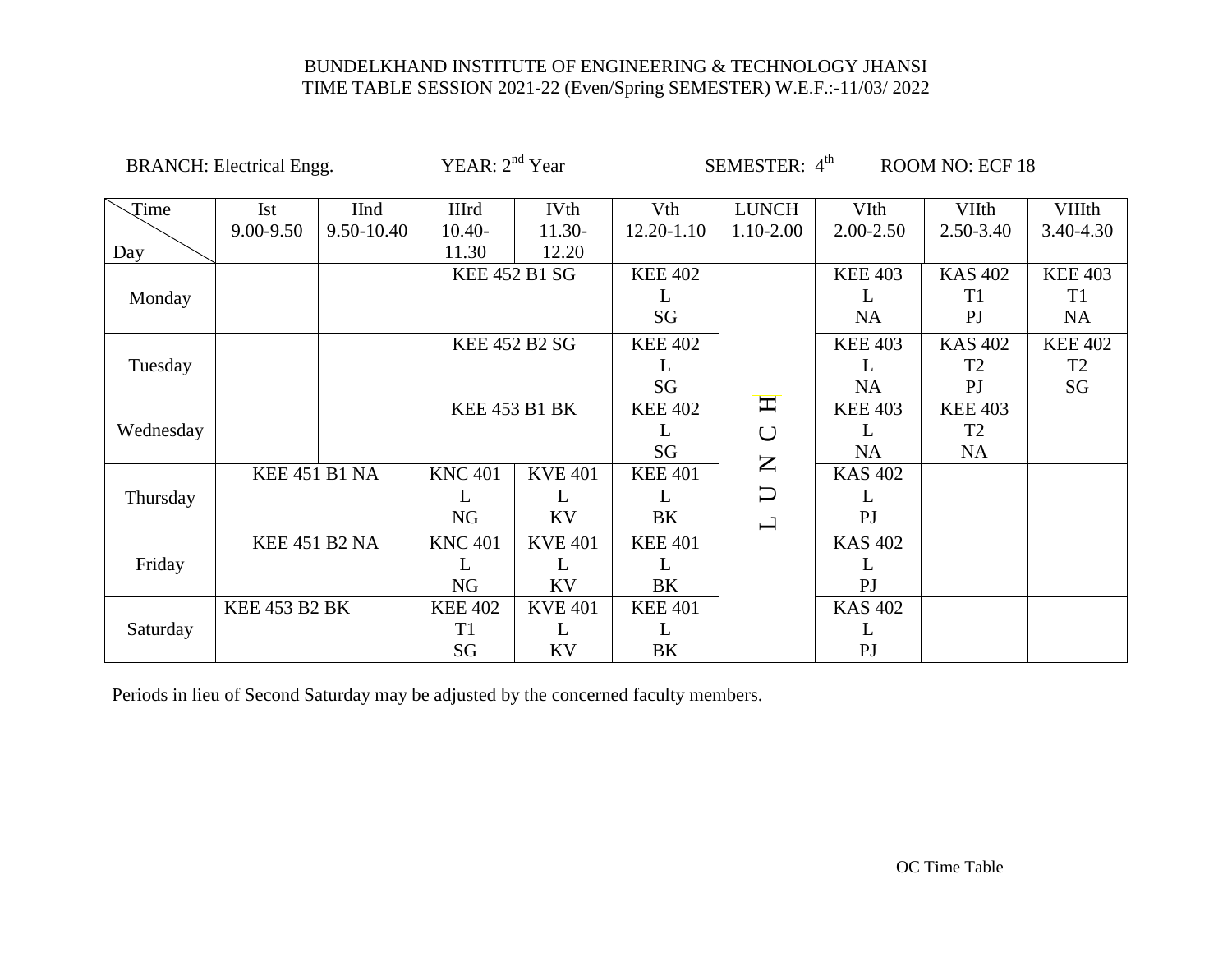BUNDELKHAND INSTITUTE OF ENGINEERING & TECHNOLOGY JHANSI
TIME TABLE SESSION 2021-22 (Even/Spring SEMESTER) W.E.F.:-11/03/ 2022

BRANCH: Electrical Engg. YEAR: 2nd Year SEMESTER: 4th ROOM NO: ECF 18

| Time / Day | Ist 9.00-9.50 | IInd 9.50-10.40 | IIIrd 10.40-11.30 | IVth 11.30-12.20 | Vth 12.20-1.10 | LUNCH 1.10-2.00 | VIth 2.00-2.50 | VIIth 2.50-3.40 | VIIIth 3.40-4.30 |
|---|---|---|---|---|---|---|---|---|---|
| Monday | | | KEE 452 B1 SG | | KEE 402 L SG | LUNCH | KEE 403 L NA | KAS 402 T1 PJ | KEE 403 T1 NA |
| Tuesday | | | KEE 452 B2 SG | | KEE 402 L SG | | KEE 403 L NA | KAS 402 T2 PJ | KEE 402 T2 SG |
| Wednesday | | | KEE 453 B1 BK | | KEE 402 L SG | | KEE 403 L NA | KEE 403 T2 NA | |
| Thursday | KEE 451 B1 NA | | KNC 401 L NG | KVE 401 L KV | KEE 401 L BK | | KAS 402 L PJ | | |
| Friday | KEE 451 B2 NA | | KNC 401 L NG | KVE 401 L KV | KEE 401 L BK | | KAS 402 L PJ | | |
| Saturday | KEE 453 B2 BK | | KEE 402 T1 SG | KVE 401 L KV | KEE 401 L BK | | KAS 402 L PJ | | |

Periods in lieu of Second Saturday may be adjusted by the concerned faculty members.

OC Time Table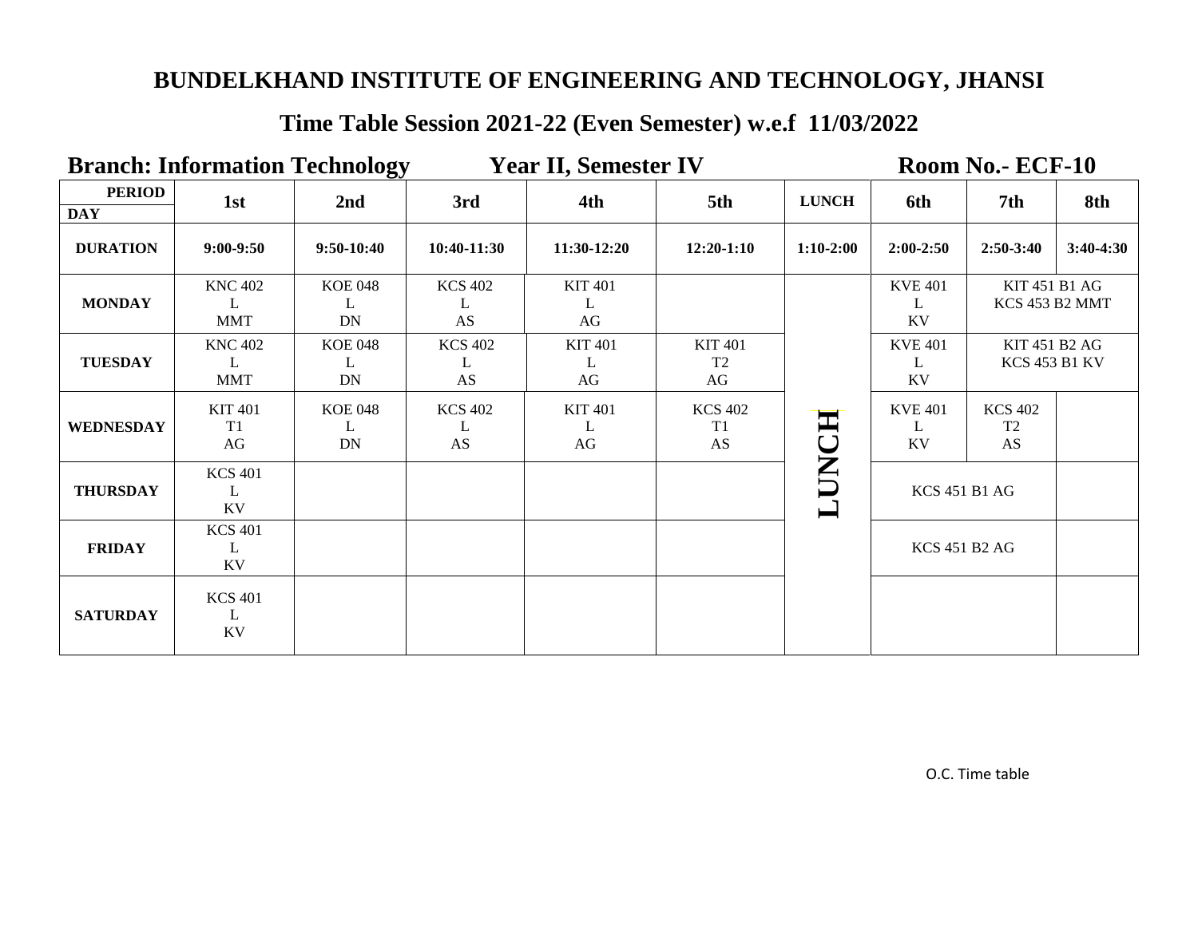# BUNDELKHAND INSTITUTE OF ENGINEERING AND TECHNOLOGY, JHANSI

## Time Table Session 2021-22 (Even Semester) w.e.f 11/03/2022

**Branch: Information Technology** **Year II, Semester IV** **Room No.- ECF-10**

| PERIOD / DAY | 1st | 2nd | 3rd | 4th | 5th | LUNCH | 6th | 7th | 8th |
|---|---|---|---|---|---|---|---|---|---|
| **DURATION** | **9:00-9:50** | **9:50-10:40** | **10:40-11:30** | **11:30-12:20** | **12:20-1:10** | **1:10-2:00** | **2:00-2:50** | **2:50-3:40** | **3:40-4:30** |
| **MONDAY** | KNC 402 L MMT | KOE 048 L DN | KCS 402 L AS | KIT 401 L AG | | LUNCH | KVE 401 L KV | KIT 451 B1 AG KCS 453 B2 MMT | |
| **TUESDAY** | KNC 402 L MMT | KOE 048 L DN | KCS 402 L AS | KIT 401 L AG | KIT 401 T2 AG | | KVE 401 L KV | KIT 451 B2 AG KCS 453 B1 KV | |
| **WEDNESDAY** | KIT 401 T1 AG | KOE 048 L DN | KCS 402 L AS | KIT 401 L AG | KCS 402 T1 AS | | KVE 401 L KV | KCS 402 T2 AS | |
| **THURSDAY** | KCS 401 L KV | | | | | | KCS 451 B1 AG | | |
| **FRIDAY** | KCS 401 L KV | | | | | | KCS 451 B2 AG | | |
| **SATURDAY** | KCS 401 L KV | | | | | | | | |

O.C. Time table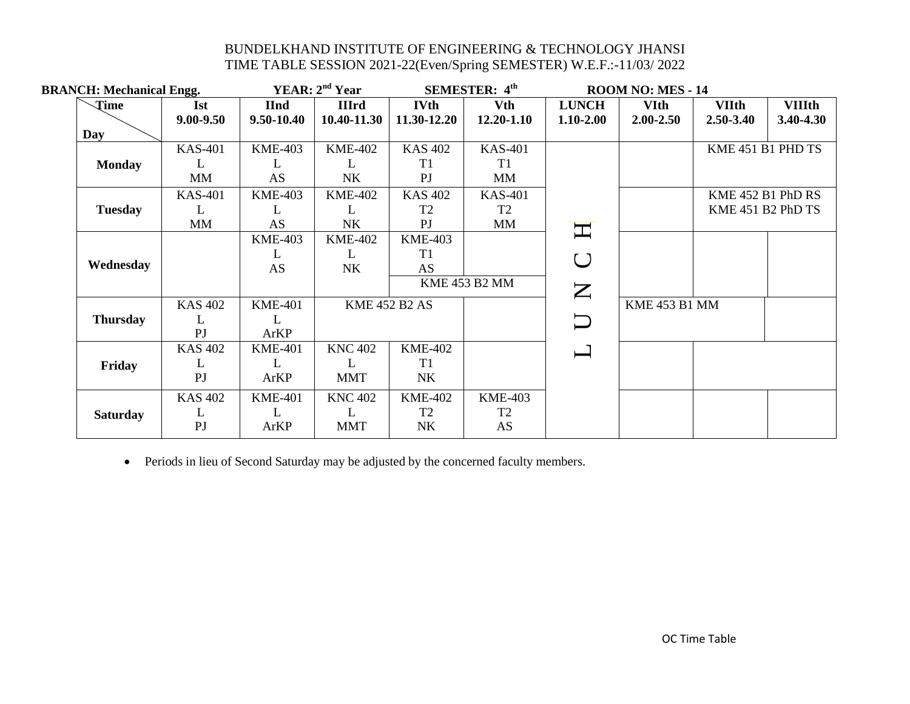BUNDELKHAND INSTITUTE OF ENGINEERING & TECHNOLOGY JHANSI
TIME TABLE SESSION 2021-22(Even/Spring SEMESTER) W.E.F.:-11/03/ 2022

**BRANCH: Mechanical Engg.** **YEAR: 2nd Year** **SEMESTER: 4th** **ROOM NO: MES - 14**

| Time / Day | Ist 9.00-9.50 | IInd 9.50-10.40 | IIIrd 10.40-11.30 | IVth 11.30-12.20 | Vth 12.20-1.10 | LUNCH 1.10-2.00 | VIth 2.00-2.50 | VIIth 2.50-3.40 | VIIIth 3.40-4.30 |
|---|---|---|---|---|---|---|---|---|---|
| **Monday** | KAS-401 L MM | KME-403 L AS | KME-402 L NK | KAS 402 T1 PJ | KAS-401 T1 MM | L U N C H | | KME 451 B1 PHD TS | |
| **Tuesday** | KAS-401 L MM | KME-403 L AS | KME-402 L NK | KAS 402 T2 PJ | KAS-401 T2 MM | | | KME 452 B1 PhD RS KME 451 B2 PhD TS | |
| **Wednesday** | | KME-403 L AS | KME-402 L NK | KME-403 T1 AS / KME 453 B2 MM | KME 453 B2 MM | | | | |
| **Thursday** | KAS 402 L PJ | KME-401 L ArKP | KME 452 B2 AS | KME 452 B2 AS | | | KME 453 B1 MM | KME 453 B1 MM | |
| **Friday** | KAS 402 L PJ | KME-401 L ArKP | KNC 402 L MMT | KME-402 T1 NK | | | | | |
| **Saturday** | KAS 402 L PJ | KME-401 L ArKP | KNC 402 L MMT | KME-402 T2 NK | KME-403 T2 AS | | | | |

- Periods in lieu of Second Saturday may be adjusted by the concerned faculty members.

OC Time Table